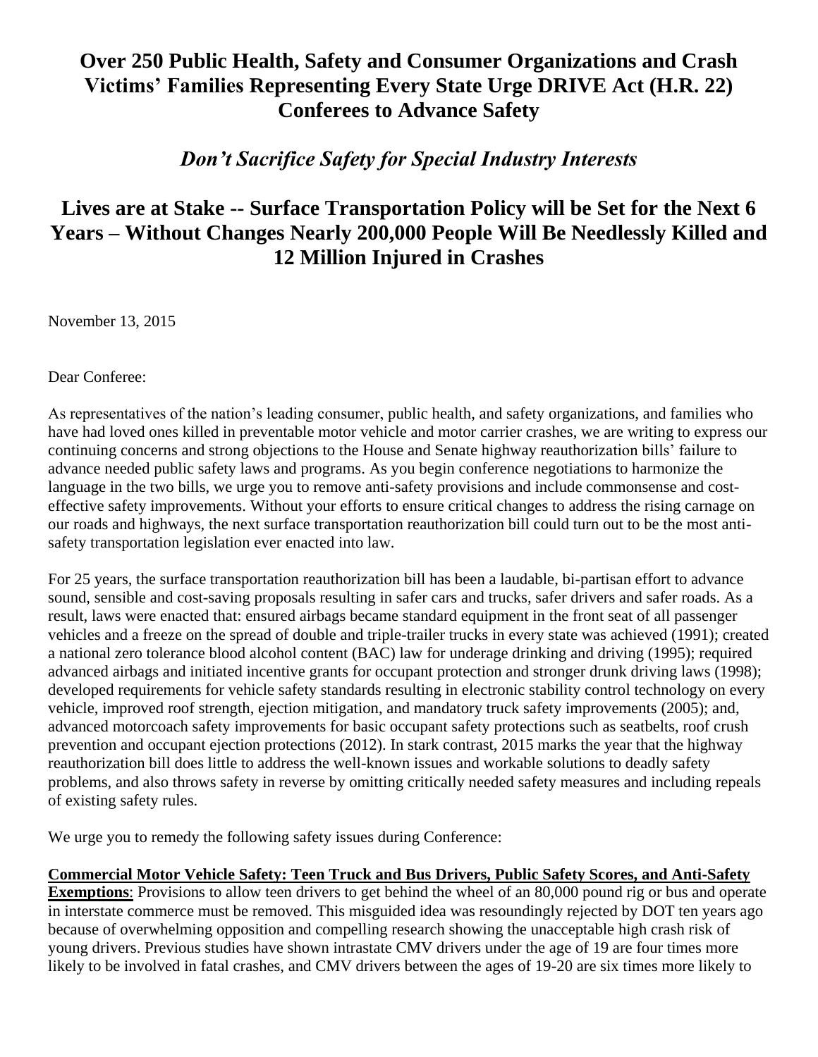# Over 250 Public Health, Safety and Consumer Organizations and Crash Victims' Families Representing Every State Urge DRIVE Act (H.R. 22) Conferees to Advance Safety

## *Don't Sacrifice Safety for Special Industry Interests*

## Lives are at Stake -- Surface Transportation Policy will be Set for the Next 6 Years – Without Changes Nearly 200,000 People Will Be Needlessly Killed and 12 Million Injured in Crashes

November 13, 2015

Dear Conferee:

As representatives of the nation's leading consumer, public health, and safety organizations, and families who have had loved ones killed in preventable motor vehicle and motor carrier crashes, we are writing to express our continuing concerns and strong objections to the House and Senate highway reauthorization bills' failure to advance needed public safety laws and programs. As you begin conference negotiations to harmonize the language in the two bills, we urge you to remove anti-safety provisions and include commonsense and cost-effective safety improvements. Without your efforts to ensure critical changes to address the rising carnage on our roads and highways, the next surface transportation reauthorization bill could turn out to be the most anti-safety transportation legislation ever enacted into law.

For 25 years, the surface transportation reauthorization bill has been a laudable, bi-partisan effort to advance sound, sensible and cost-saving proposals resulting in safer cars and trucks, safer drivers and safer roads. As a result, laws were enacted that: ensured airbags became standard equipment in the front seat of all passenger vehicles and a freeze on the spread of double and triple-trailer trucks in every state was achieved (1991); created a national zero tolerance blood alcohol content (BAC) law for underage drinking and driving (1995); required advanced airbags and initiated incentive grants for occupant protection and stronger drunk driving laws (1998); developed requirements for vehicle safety standards resulting in electronic stability control technology on every vehicle, improved roof strength, ejection mitigation, and mandatory truck safety improvements (2005); and, advanced motorcoach safety improvements for basic occupant safety protections such as seatbelts, roof crush prevention and occupant ejection protections (2012). In stark contrast, 2015 marks the year that the highway reauthorization bill does little to address the well-known issues and workable solutions to deadly safety problems, and also throws safety in reverse by omitting critically needed safety measures and including repeals of existing safety rules.

We urge you to remedy the following safety issues during Conference:

**<u>Commercial Motor Vehicle Safety: Teen Truck and Bus Drivers, Public Safety Scores, and Anti-Safety Exemptions</u>**: Provisions to allow teen drivers to get behind the wheel of an 80,000 pound rig or bus and operate in interstate commerce must be removed. This misguided idea was resoundingly rejected by DOT ten years ago because of overwhelming opposition and compelling research showing the unacceptable high crash risk of young drivers. Previous studies have shown intrastate CMV drivers under the age of 19 are four times more likely to be involved in fatal crashes, and CMV drivers between the ages of 19-20 are six times more likely to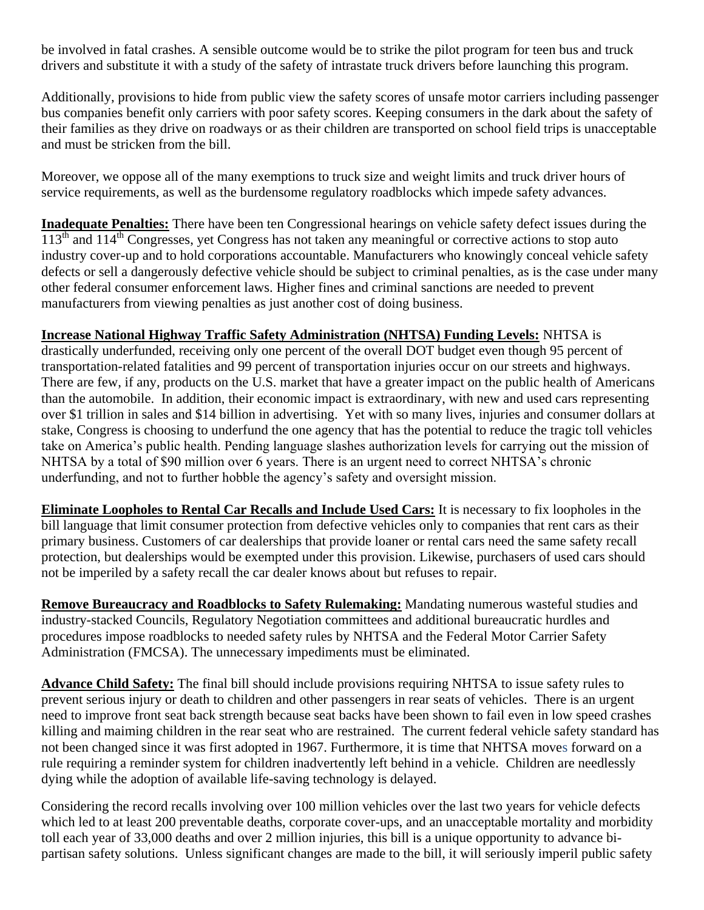be involved in fatal crashes. A sensible outcome would be to strike the pilot program for teen bus and truck drivers and substitute it with a study of the safety of intrastate truck drivers before launching this program.

Additionally, provisions to hide from public view the safety scores of unsafe motor carriers including passenger bus companies benefit only carriers with poor safety scores. Keeping consumers in the dark about the safety of their families as they drive on roadways or as their children are transported on school field trips is unacceptable and must be stricken from the bill.

Moreover, we oppose all of the many exemptions to truck size and weight limits and truck driver hours of service requirements, as well as the burdensome regulatory roadblocks which impede safety advances.

**Inadequate Penalties:** There have been ten Congressional hearings on vehicle safety defect issues during the 113th and 114th Congresses, yet Congress has not taken any meaningful or corrective actions to stop auto industry cover-up and to hold corporations accountable. Manufacturers who knowingly conceal vehicle safety defects or sell a dangerously defective vehicle should be subject to criminal penalties, as is the case under many other federal consumer enforcement laws. Higher fines and criminal sanctions are needed to prevent manufacturers from viewing penalties as just another cost of doing business.

**Increase National Highway Traffic Safety Administration (NHTSA) Funding Levels:** NHTSA is drastically underfunded, receiving only one percent of the overall DOT budget even though 95 percent of transportation-related fatalities and 99 percent of transportation injuries occur on our streets and highways. There are few, if any, products on the U.S. market that have a greater impact on the public health of Americans than the automobile. In addition, their economic impact is extraordinary, with new and used cars representing over $1 trillion in sales and $14 billion in advertising. Yet with so many lives, injuries and consumer dollars at stake, Congress is choosing to underfund the one agency that has the potential to reduce the tragic toll vehicles take on America's public health. Pending language slashes authorization levels for carrying out the mission of NHTSA by a total of $90 million over 6 years. There is an urgent need to correct NHTSA's chronic underfunding, and not to further hobble the agency's safety and oversight mission.

**Eliminate Loopholes to Rental Car Recalls and Include Used Cars:** It is necessary to fix loopholes in the bill language that limit consumer protection from defective vehicles only to companies that rent cars as their primary business. Customers of car dealerships that provide loaner or rental cars need the same safety recall protection, but dealerships would be exempted under this provision. Likewise, purchasers of used cars should not be imperiled by a safety recall the car dealer knows about but refuses to repair.

**Remove Bureaucracy and Roadblocks to Safety Rulemaking:** Mandating numerous wasteful studies and industry-stacked Councils, Regulatory Negotiation committees and additional bureaucratic hurdles and procedures impose roadblocks to needed safety rules by NHTSA and the Federal Motor Carrier Safety Administration (FMCSA). The unnecessary impediments must be eliminated.

**Advance Child Safety:** The final bill should include provisions requiring NHTSA to issue safety rules to prevent serious injury or death to children and other passengers in rear seats of vehicles. There is an urgent need to improve front seat back strength because seat backs have been shown to fail even in low speed crashes killing and maiming children in the rear seat who are restrained. The current federal vehicle safety standard has not been changed since it was first adopted in 1967. Furthermore, it is time that NHTSA moves forward on a rule requiring a reminder system for children inadvertently left behind in a vehicle. Children are needlessly dying while the adoption of available life-saving technology is delayed.

Considering the record recalls involving over 100 million vehicles over the last two years for vehicle defects which led to at least 200 preventable deaths, corporate cover-ups, and an unacceptable mortality and morbidity toll each year of 33,000 deaths and over 2 million injuries, this bill is a unique opportunity to advance bi-partisan safety solutions. Unless significant changes are made to the bill, it will seriously imperil public safety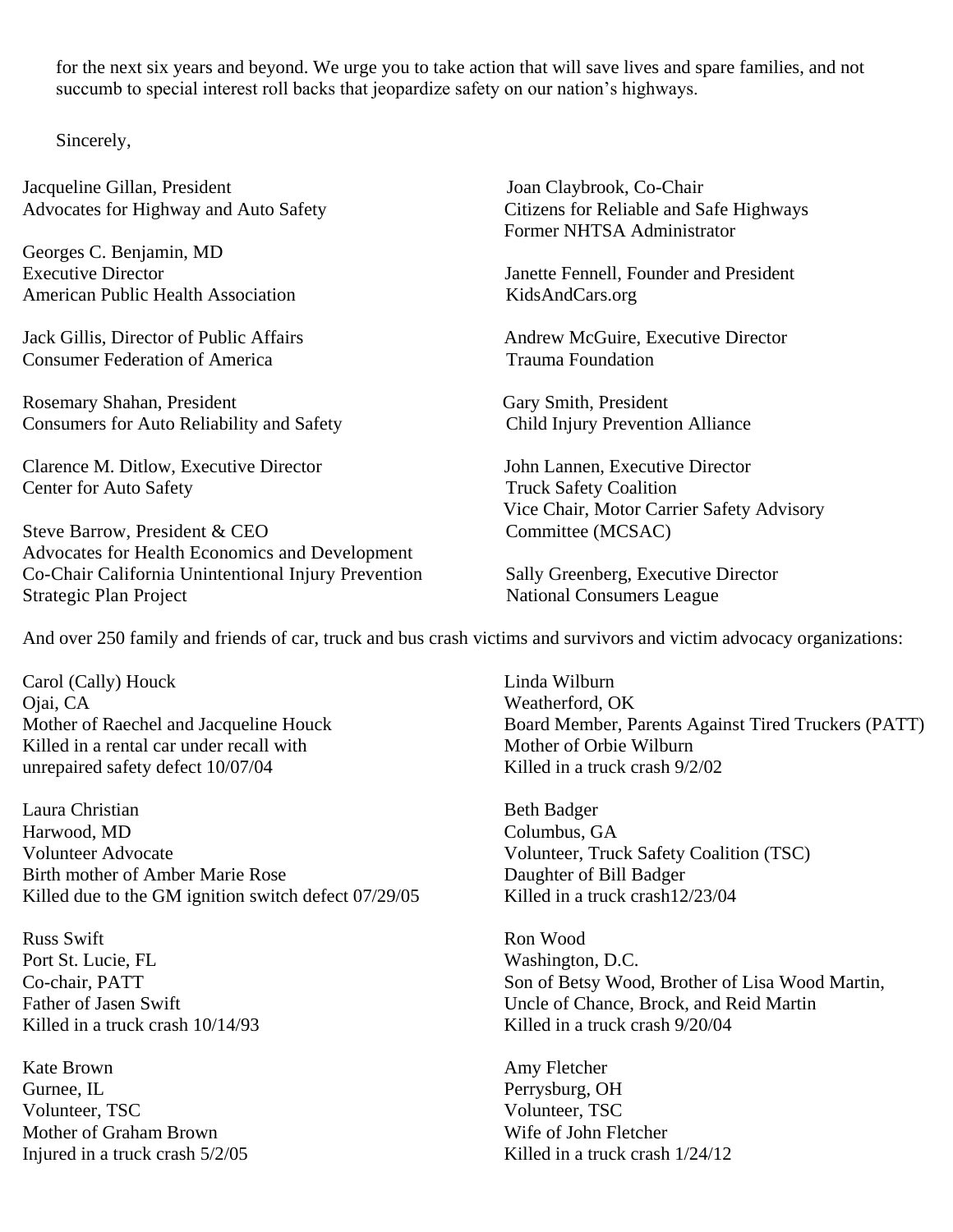for the next six years and beyond. We urge you to take action that will save lives and spare families, and not succumb to special interest roll backs that jeopardize safety on our nation's highways.

Sincerely,

Jacqueline Gillan, President
Advocates for Highway and Auto Safety

Georges C. Benjamin, MD
Executive Director
American Public Health Association

Jack Gillis, Director of Public Affairs
Consumer Federation of America

Rosemary Shahan, President
Consumers for Auto Reliability and Safety

Clarence M. Ditlow, Executive Director
Center for Auto Safety

Steve Barrow, President & CEO
Advocates for Health Economics and Development
Co-Chair California Unintentional Injury Prevention Strategic Plan Project

Joan Claybrook, Co-Chair
Citizens for Reliable and Safe Highways
Former NHTSA Administrator

Janette Fennell, Founder and President
KidsAndCars.org

Andrew McGuire, Executive Director
Trauma Foundation

Gary Smith, President
Child Injury Prevention Alliance

John Lannen, Executive Director
Truck Safety Coalition
Vice Chair, Motor Carrier Safety Advisory Committee (MCSAC)

Sally Greenberg, Executive Director
National Consumers League

And over 250 family and friends of car, truck and bus crash victims and survivors and victim advocacy organizations:

Carol (Cally) Houck
Ojai, CA
Mother of Raechel and Jacqueline Houck
Killed in a rental car under recall with unrepaired safety defect 10/07/04

Laura Christian
Harwood, MD
Volunteer Advocate
Birth mother of Amber Marie Rose
Killed due to the GM ignition switch defect 07/29/05

Russ Swift
Port St. Lucie, FL
Co-chair, PATT
Father of Jasen Swift
Killed in a truck crash 10/14/93

Kate Brown
Gurnee, IL
Volunteer, TSC
Mother of Graham Brown
Injured in a truck crash 5/2/05

Linda Wilburn
Weatherford, OK
Board Member, Parents Against Tired Truckers (PATT)
Mother of Orbie Wilburn
Killed in a truck crash 9/2/02

Beth Badger
Columbus, GA
Volunteer, Truck Safety Coalition (TSC)
Daughter of Bill Badger
Killed in a truck crash12/23/04

Ron Wood
Washington, D.C.
Son of Betsy Wood, Brother of Lisa Wood Martin,
Uncle of Chance, Brock, and Reid Martin
Killed in a truck crash 9/20/04

Amy Fletcher
Perrysburg, OH
Volunteer, TSC
Wife of John Fletcher
Killed in a truck crash 1/24/12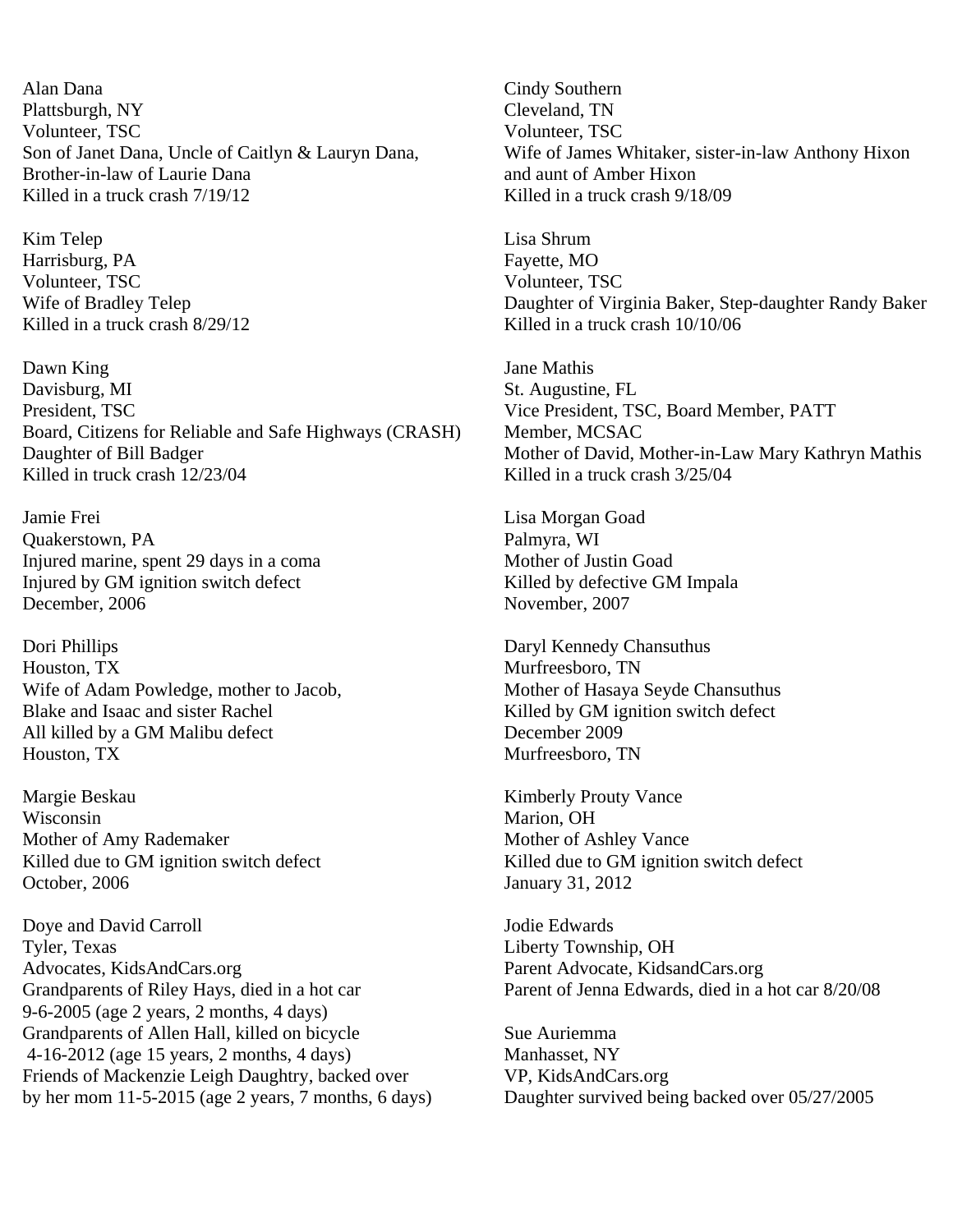Alan Dana
Plattsburgh, NY
Volunteer, TSC
Son of Janet Dana, Uncle of Caitlyn & Lauryn Dana, Brother-in-law of Laurie Dana
Killed in a truck crash 7/19/12

Kim Telep
Harrisburg, PA
Volunteer, TSC
Wife of Bradley Telep
Killed in a truck crash 8/29/12

Dawn King
Davisburg, MI
President, TSC
Board, Citizens for Reliable and Safe Highways (CRASH)
Daughter of Bill Badger
Killed in truck crash 12/23/04

Jamie Frei
Quakerstown, PA
Injured marine, spent 29 days in a coma
Injured by GM ignition switch defect
December, 2006

Dori Phillips
Houston, TX
Wife of Adam Powledge, mother to Jacob, Blake and Isaac and sister Rachel
All killed by a GM Malibu defect
Houston, TX

Margie Beskau
Wisconsin
Mother of Amy Rademaker
Killed due to GM ignition switch defect
October, 2006

Doye and David Carroll
Tyler, Texas
Advocates, KidsAndCars.org
Grandparents of Riley Hays, died in a hot car 9-6-2005 (age 2 years, 2 months, 4 days)
Grandparents of Allen Hall, killed on bicycle 4-16-2012 (age 15 years, 2 months, 4 days)
Friends of Mackenzie Leigh Daughtry, backed over by her mom 11-5-2015 (age 2 years, 7 months, 6 days)

Cindy Southern
Cleveland, TN
Volunteer, TSC
Wife of James Whitaker, sister-in-law Anthony Hixon and aunt of Amber Hixon
Killed in a truck crash 9/18/09

Lisa Shrum
Fayette, MO
Volunteer, TSC
Daughter of Virginia Baker, Step-daughter Randy Baker
Killed in a truck crash 10/10/06

Jane Mathis
St. Augustine, FL
Vice President, TSC, Board Member, PATT
Member, MCSAC
Mother of David, Mother-in-Law Mary Kathryn Mathis
Killed in a truck crash 3/25/04

Lisa Morgan Goad
Palmyra, WI
Mother of Justin Goad
Killed by defective GM Impala
November, 2007

Daryl Kennedy Chansuthus
Murfreesboro, TN
Mother of Hasaya Seyde Chansuthus
Killed by GM ignition switch defect
December 2009
Murfreesboro, TN

Kimberly Prouty Vance
Marion, OH
Mother of Ashley Vance
Killed due to GM ignition switch defect
January 31, 2012

Jodie Edwards
Liberty Township, OH
Parent Advocate, KidsandCars.org
Parent of Jenna Edwards, died in a hot car 8/20/08

Sue Auriemma
Manhasset, NY
VP, KidsAndCars.org
Daughter survived being backed over 05/27/2005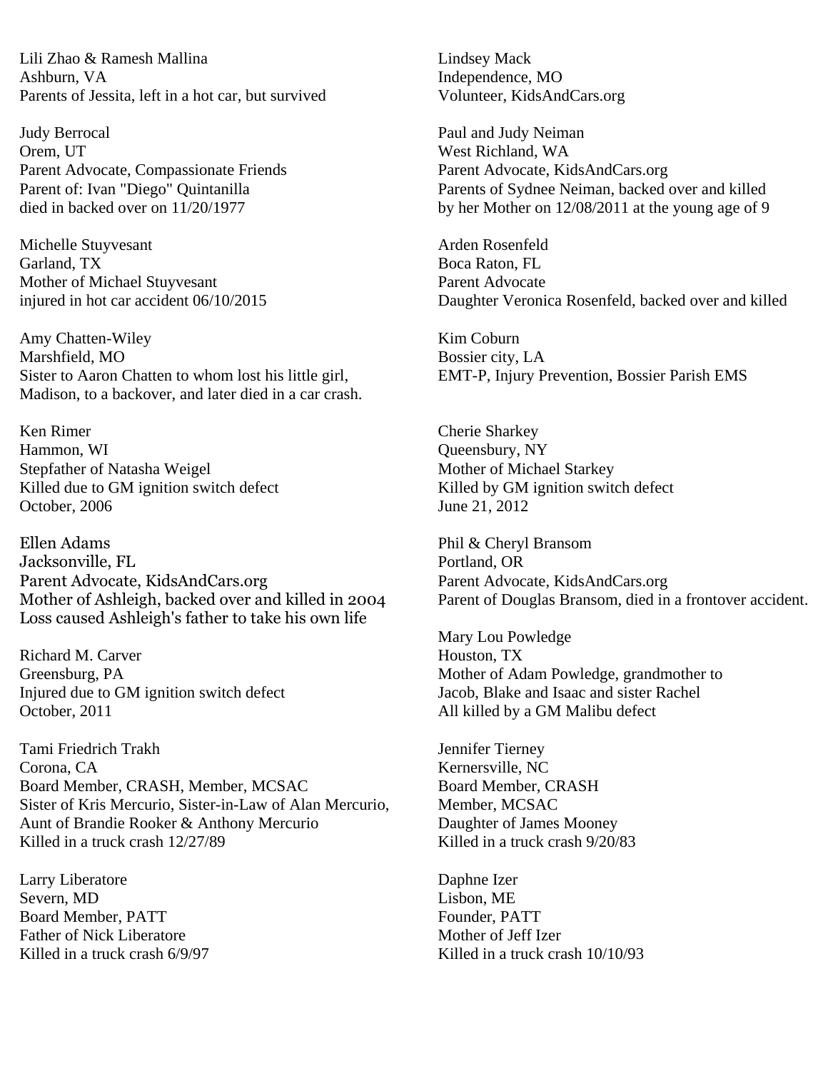Lili Zhao & Ramesh Mallina
Ashburn, VA
Parents of Jessita, left in a hot car, but survived

Judy Berrocal
Orem, UT
Parent Advocate, Compassionate Friends
Parent of: Ivan "Diego" Quintanilla
died in backed over on 11/20/1977

Michelle Stuyvesant
Garland, TX
Mother of Michael Stuyvesant
injured in hot car accident 06/10/2015

Amy Chatten-Wiley
Marshfield, MO
Sister to Aaron Chatten to whom lost his little girl, Madison, to a backover, and later died in a car crash.

Ken Rimer
Hammon, WI
Stepfather of Natasha Weigel
Killed due to GM ignition switch defect
October, 2006

Ellen Adams
Jacksonville, FL
Parent Advocate, KidsAndCars.org
Mother of Ashleigh, backed over and killed in 2004
Loss caused Ashleigh's father to take his own life

Richard M. Carver
Greensburg, PA
Injured due to GM ignition switch defect
October, 2011

Tami Friedrich Trakh
Corona, CA
Board Member, CRASH, Member, MCSAC
Sister of Kris Mercurio, Sister-in-Law of Alan Mercurio,
Aunt of Brandie Rooker & Anthony Mercurio
Killed in a truck crash 12/27/89

Larry Liberatore
Severn, MD
Board Member, PATT
Father of Nick Liberatore
Killed in a truck crash 6/9/97

Lindsey Mack
Independence, MO
Volunteer, KidsAndCars.org

Paul and Judy Neiman
West Richland, WA
Parent Advocate, KidsAndCars.org
Parents of Sydnee Neiman, backed over and killed
by her Mother on 12/08/2011 at the young age of 9

Arden Rosenfeld
Boca Raton, FL
Parent Advocate
Daughter Veronica Rosenfeld, backed over and killed

Kim Coburn
Bossier city, LA
EMT-P, Injury Prevention, Bossier Parish EMS

Cherie Sharkey
Queensbury, NY
Mother of Michael Starkey
Killed by GM ignition switch defect
June 21, 2012

Phil & Cheryl Bransom
Portland, OR
Parent Advocate, KidsAndCars.org
Parent of Douglas Bransom, died in a frontover accident.

Mary Lou Powledge
Houston, TX
Mother of Adam Powledge, grandmother to
Jacob, Blake and Isaac and sister Rachel
All killed by a GM Malibu defect

Jennifer Tierney
Kernersville, NC
Board Member, CRASH
Member, MCSAC
Daughter of James Mooney
Killed in a truck crash 9/20/83

Daphne Izer
Lisbon, ME
Founder, PATT
Mother of Jeff Izer
Killed in a truck crash 10/10/93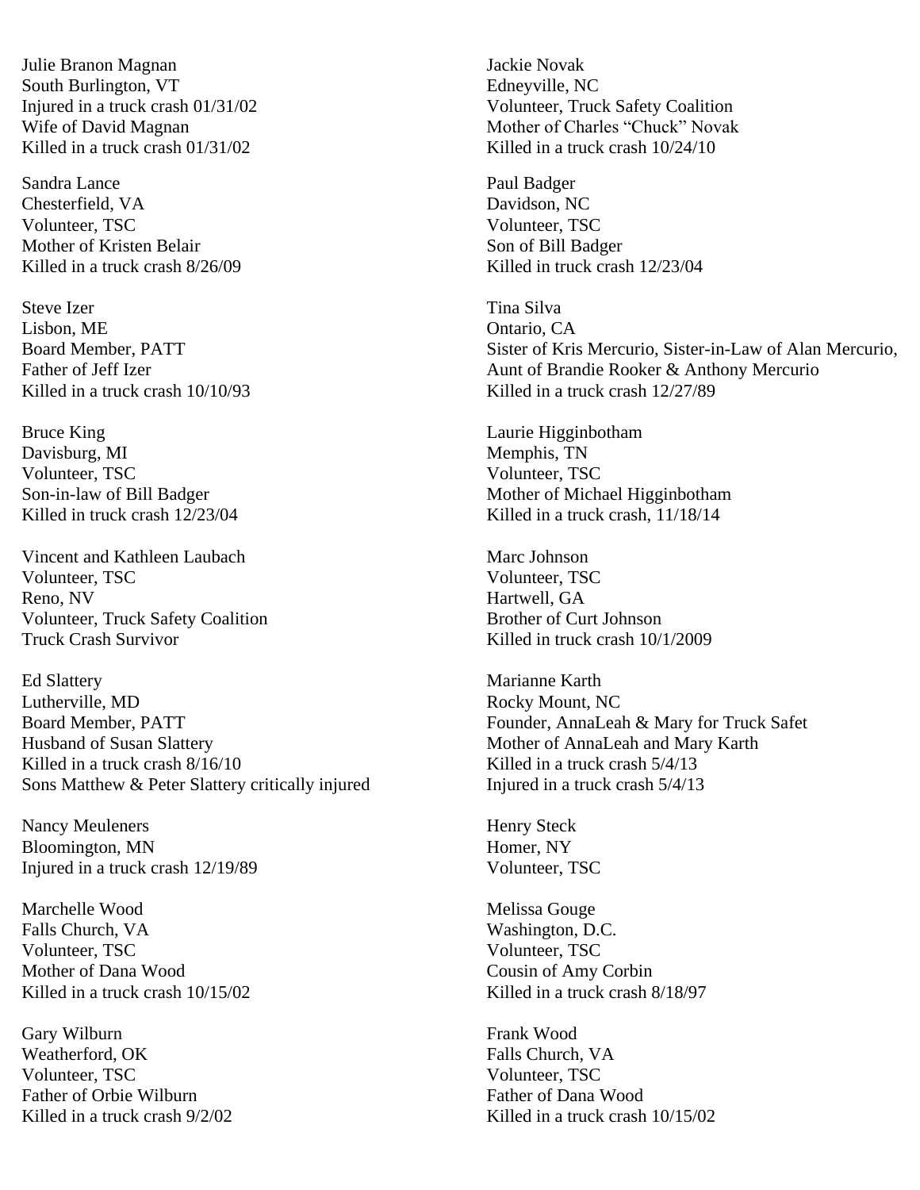Julie Branon Magnan
South Burlington, VT
Injured in a truck crash 01/31/02
Wife of David Magnan
Killed in a truck crash 01/31/02

Sandra Lance
Chesterfield, VA
Volunteer, TSC
Mother of Kristen Belair
Killed in a truck crash 8/26/09

Steve Izer
Lisbon, ME
Board Member, PATT
Father of Jeff Izer
Killed in a truck crash 10/10/93

Bruce King
Davisburg, MI
Volunteer, TSC
Son-in-law of Bill Badger
Killed in truck crash 12/23/04

Vincent and Kathleen Laubach
Volunteer, TSC
Reno, NV
Volunteer, Truck Safety Coalition
Truck Crash Survivor

Ed Slattery
Lutherville, MD
Board Member, PATT
Husband of Susan Slattery
Killed in a truck crash 8/16/10
Sons Matthew & Peter Slattery critically injured

Nancy Meuleners
Bloomington, MN
Injured in a truck crash 12/19/89

Marchelle Wood
Falls Church, VA
Volunteer, TSC
Mother of Dana Wood
Killed in a truck crash 10/15/02

Gary Wilburn
Weatherford, OK
Volunteer, TSC
Father of Orbie Wilburn
Killed in a truck crash 9/2/02

Jackie Novak
Edneyville, NC
Volunteer, Truck Safety Coalition
Mother of Charles "Chuck" Novak
Killed in a truck crash 10/24/10

Paul Badger
Davidson, NC
Volunteer, TSC
Son of Bill Badger
Killed in truck crash 12/23/04

Tina Silva
Ontario, CA
Sister of Kris Mercurio, Sister-in-Law of Alan Mercurio,
Aunt of Brandie Rooker & Anthony Mercurio
Killed in a truck crash 12/27/89

Laurie Higginbotham
Memphis, TN
Volunteer, TSC
Mother of Michael Higginbotham
Killed in a truck crash, 11/18/14

Marc Johnson
Volunteer, TSC
Hartwell, GA
Brother of Curt Johnson
Killed in truck crash 10/1/2009

Marianne Karth
Rocky Mount, NC
Founder, AnnaLeah & Mary for Truck Safet
Mother of AnnaLeah and Mary Karth
Killed in a truck crash 5/4/13
Injured in a truck crash 5/4/13

Henry Steck
Homer, NY
Volunteer, TSC

Melissa Gouge
Washington, D.C.
Volunteer, TSC
Cousin of Amy Corbin
Killed in a truck crash 8/18/97

Frank Wood
Falls Church, VA
Volunteer, TSC
Father of Dana Wood
Killed in a truck crash 10/15/02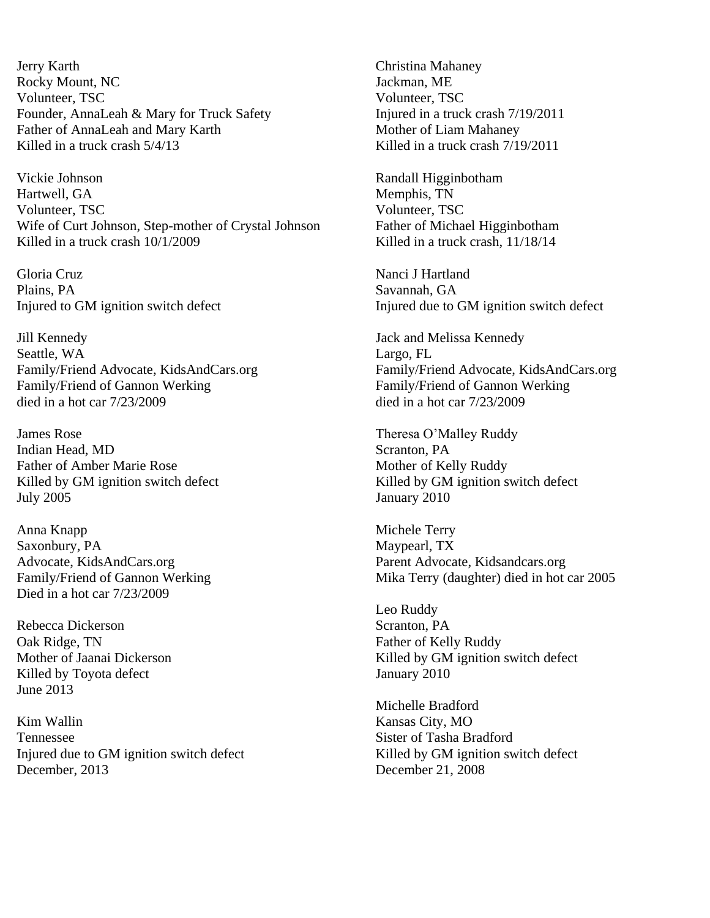Jerry Karth
Rocky Mount, NC
Volunteer, TSC
Founder, AnnaLeah & Mary for Truck Safety
Father of AnnaLeah and Mary Karth
Killed in a truck crash 5/4/13

Vickie Johnson
Hartwell, GA
Volunteer, TSC
Wife of Curt Johnson, Step-mother of Crystal Johnson
Killed in a truck crash 10/1/2009

Gloria Cruz
Plains, PA
Injured to GM ignition switch defect

Jill Kennedy
Seattle, WA
Family/Friend Advocate, KidsAndCars.org
Family/Friend of Gannon Werking
died in a hot car 7/23/2009

James Rose
Indian Head, MD
Father of Amber Marie Rose
Killed by GM ignition switch defect
July 2005

Anna Knapp
Saxonbury, PA
Advocate, KidsAndCars.org
Family/Friend of Gannon Werking
Died in a hot car 7/23/2009

Rebecca Dickerson
Oak Ridge, TN
Mother of Jaanai Dickerson
Killed by Toyota defect
June 2013

Kim Wallin
Tennessee
Injured due to GM ignition switch defect
December, 2013

Christina Mahaney
Jackman, ME
Volunteer, TSC
Injured in a truck crash 7/19/2011
Mother of Liam Mahaney
Killed in a truck crash 7/19/2011

Randall Higginbotham
Memphis, TN
Volunteer, TSC
Father of Michael Higginbotham
Killed in a truck crash, 11/18/14

Nanci J Hartland
Savannah, GA
Injured due to GM ignition switch defect

Jack and Melissa Kennedy
Largo, FL
Family/Friend Advocate, KidsAndCars.org
Family/Friend of Gannon Werking
died in a hot car 7/23/2009

Theresa O'Malley Ruddy
Scranton, PA
Mother of Kelly Ruddy
Killed by GM ignition switch defect
January 2010

Michele Terry
Maypearl, TX
Parent Advocate, Kidsandcars.org
Mika Terry (daughter) died in hot car 2005

Leo Ruddy
Scranton, PA
Father of Kelly Ruddy
Killed by GM ignition switch defect
January 2010

Michelle Bradford
Kansas City, MO
Sister of Tasha Bradford
Killed by GM ignition switch defect
December 21, 2008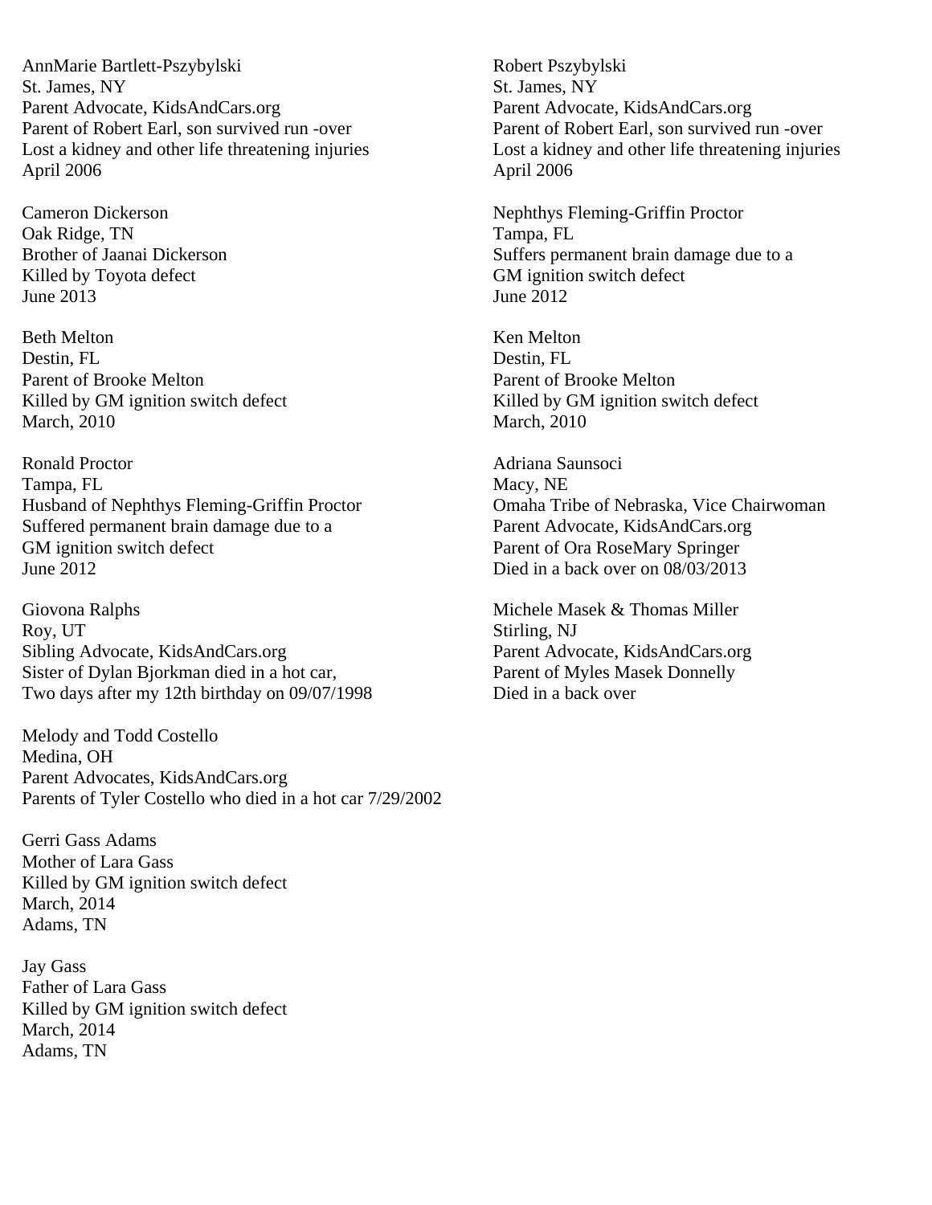AnnMarie Bartlett-Pszybylski
St. James, NY
Parent Advocate, KidsAndCars.org
Parent of Robert Earl, son survived run -over
Lost a kidney and other life threatening injuries
April 2006

Robert Pszybylski
St. James, NY
Parent Advocate, KidsAndCars.org
Parent of Robert Earl, son survived run -over
Lost a kidney and other life threatening injuries
April 2006

Cameron Dickerson
Oak Ridge, TN
Brother of Jaanai Dickerson
Killed by Toyota defect
June 2013

Nephthys Fleming-Griffin Proctor
Tampa, FL
Suffers permanent brain damage due to a
GM ignition switch defect
June 2012

Beth Melton
Destin, FL
Parent of Brooke Melton
Killed by GM ignition switch defect
March, 2010

Ken Melton
Destin, FL
Parent of Brooke Melton
Killed by GM ignition switch defect
March, 2010

Ronald Proctor
Tampa, FL
Husband of Nephthys Fleming-Griffin Proctor
Suffered permanent brain damage due to a
GM ignition switch defect
June 2012

Adriana Saunsoci
Macy, NE
Omaha Tribe of Nebraska, Vice Chairwoman
Parent Advocate, KidsAndCars.org
Parent of Ora RoseMary Springer
Died in a back over on 08/03/2013

Giovona Ralphs
Roy, UT
Sibling Advocate, KidsAndCars.org
Sister of Dylan Bjorkman died in a hot car,
Two days after my 12th birthday on 09/07/1998

Michele Masek & Thomas Miller
Stirling, NJ
Parent Advocate, KidsAndCars.org
Parent of Myles Masek Donnelly
Died in a back over

Melody and Todd Costello
Medina, OH
Parent Advocates, KidsAndCars.org
Parents of Tyler Costello who died in a hot car 7/29/2002

Gerri Gass Adams
Mother of Lara Gass
Killed by GM ignition switch defect
March, 2014
Adams, TN

Jay Gass
Father of Lara Gass
Killed by GM ignition switch defect
March, 2014
Adams, TN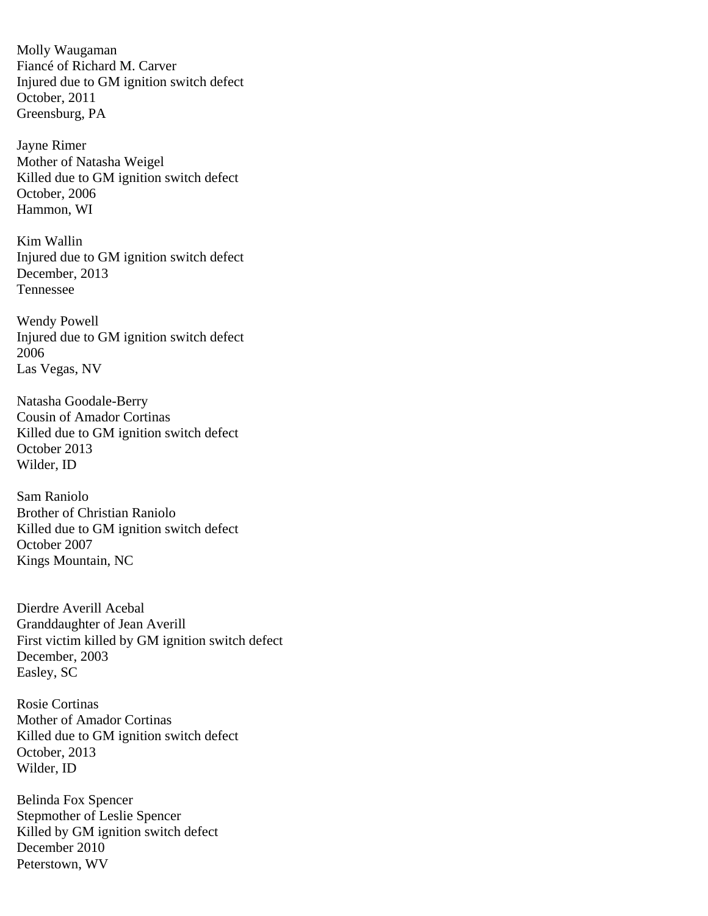Molly Waugaman
Fiancé of Richard M. Carver
Injured due to GM ignition switch defect
October, 2011
Greensburg, PA

Jayne Rimer
Mother of Natasha Weigel
Killed due to GM ignition switch defect
October, 2006
Hammon, WI

Kim Wallin
Injured due to GM ignition switch defect
December, 2013
Tennessee

Wendy Powell
Injured due to GM ignition switch defect
2006
Las Vegas, NV

Natasha Goodale-Berry
Cousin of Amador Cortinas
Killed due to GM ignition switch defect
October 2013
Wilder, ID

Sam Raniolo
Brother of Christian Raniolo
Killed due to GM ignition switch defect
October 2007
Kings Mountain, NC

Dierdre Averill Acebal
Granddaughter of Jean Averill
First victim killed by GM ignition switch defect
December, 2003
Easley, SC

Rosie Cortinas
Mother of Amador Cortinas
Killed due to GM ignition switch defect
October, 2013
Wilder, ID

Belinda Fox Spencer
Stepmother of Leslie Spencer
Killed by GM ignition switch defect
December 2010
Peterstown, WV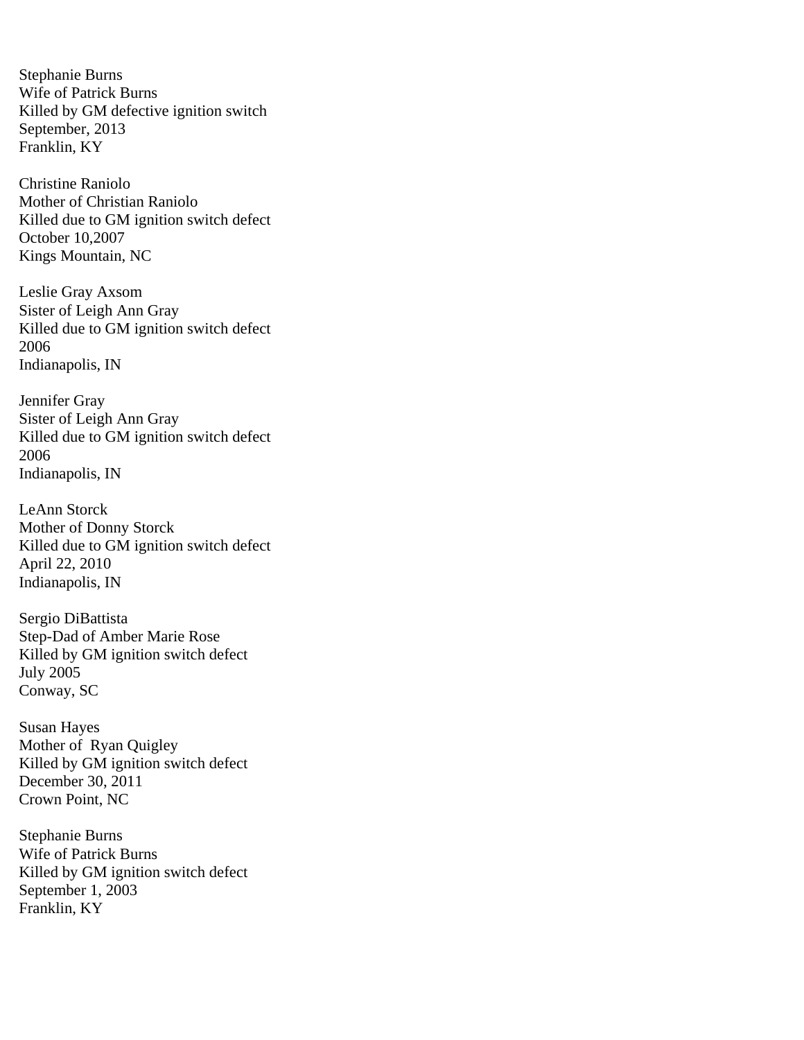Stephanie Burns  
Wife of Patrick Burns  
Killed by GM defective ignition switch  
September, 2013  
Franklin, KY

Christine Raniolo  
Mother of Christian Raniolo  
Killed due to GM ignition switch defect  
October 10,2007  
Kings Mountain, NC

Leslie Gray Axsom  
Sister of Leigh Ann Gray  
Killed due to GM ignition switch defect  
2006  
Indianapolis, IN

Jennifer Gray  
Sister of Leigh Ann Gray  
Killed due to GM ignition switch defect  
2006  
Indianapolis, IN

LeAnn Storck  
Mother of Donny Storck  
Killed due to GM ignition switch defect  
April 22, 2010  
Indianapolis, IN

Sergio DiBattista  
Step-Dad of Amber Marie Rose  
Killed by GM ignition switch defect  
July 2005  
Conway, SC

Susan Hayes  
Mother of  Ryan Quigley  
Killed by GM ignition switch defect  
December 30, 2011  
Crown Point, NC

Stephanie Burns  
Wife of Patrick Burns  
Killed by GM ignition switch defect  
September 1, 2003  
Franklin, KY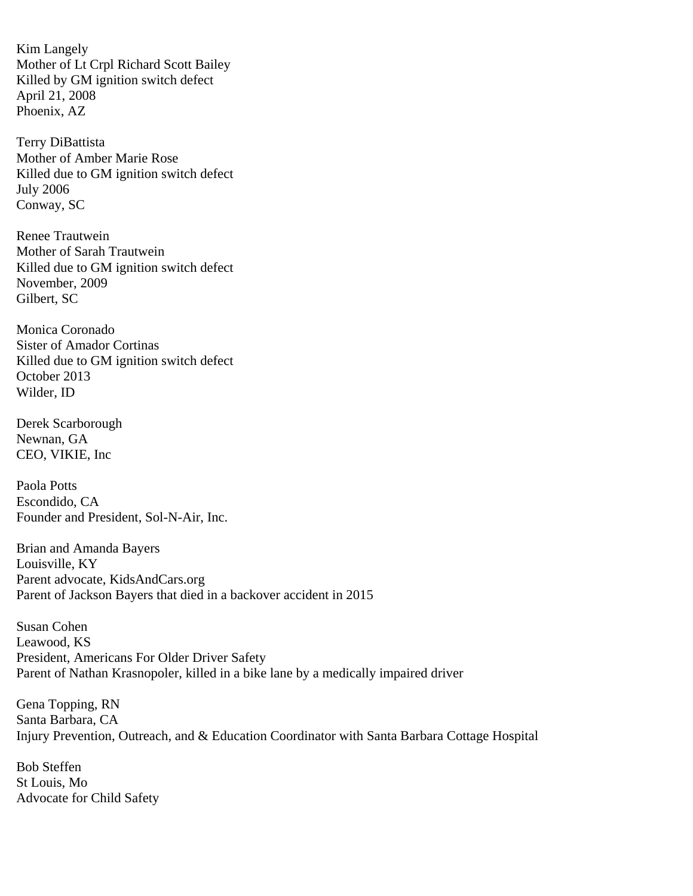Kim Langely
Mother of Lt Crpl Richard Scott Bailey
Killed by GM ignition switch defect
April 21, 2008
Phoenix, AZ

Terry DiBattista
Mother of Amber Marie Rose
Killed due to GM ignition switch defect
July 2006
Conway, SC

Renee Trautwein
Mother of Sarah Trautwein
Killed due to GM ignition switch defect
November, 2009
Gilbert, SC

Monica Coronado
Sister of Amador Cortinas
Killed due to GM ignition switch defect
October 2013
Wilder, ID

Derek Scarborough
Newnan, GA
CEO, VIKIE, Inc

Paola Potts
Escondido, CA
Founder and President, Sol-N-Air, Inc.

Brian and Amanda Bayers
Louisville, KY
Parent advocate, KidsAndCars.org
Parent of Jackson Bayers that died in a backover accident in 2015

Susan Cohen
Leawood, KS
President, Americans For Older Driver Safety
Parent of Nathan Krasnopoler, killed in a bike lane by a medically impaired driver

Gena Topping, RN
Santa Barbara, CA
Injury Prevention, Outreach, and & Education Coordinator with Santa Barbara Cottage Hospital

Bob Steffen
St Louis, Mo
Advocate for Child Safety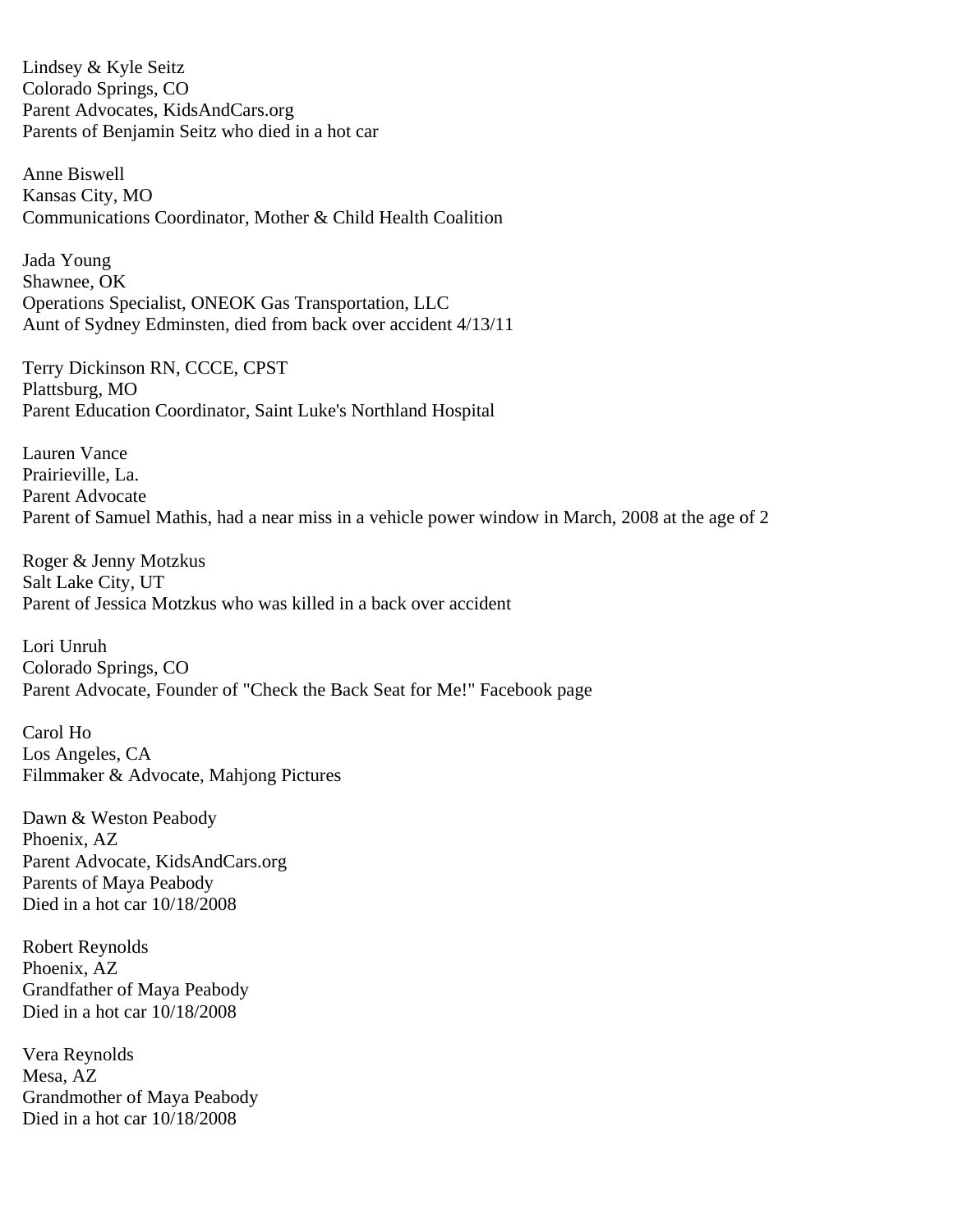Lindsey & Kyle Seitz
Colorado Springs, CO
Parent Advocates, KidsAndCars.org
Parents of Benjamin Seitz who died in a hot car

Anne Biswell
Kansas City, MO
Communications Coordinator, Mother & Child Health Coalition

Jada Young
Shawnee, OK
Operations Specialist, ONEOK Gas Transportation, LLC
Aunt of Sydney Edminsten, died from back over accident 4/13/11

Terry Dickinson RN, CCCE, CPST
Plattsburg, MO
Parent Education Coordinator, Saint Luke's Northland Hospital

Lauren Vance
Prairieville, La.
Parent Advocate
Parent of Samuel Mathis, had a near miss in a vehicle power window in March, 2008 at the age of 2

Roger & Jenny Motzkus
Salt Lake City, UT
Parent of Jessica Motzkus who was killed in a back over accident

Lori Unruh
Colorado Springs, CO
Parent Advocate, Founder of "Check the Back Seat for Me!" Facebook page

Carol Ho
Los Angeles, CA
Filmmaker & Advocate, Mahjong Pictures

Dawn & Weston Peabody
Phoenix, AZ
Parent Advocate, KidsAndCars.org
Parents of Maya Peabody
Died in a hot car 10/18/2008

Robert Reynolds
Phoenix, AZ
Grandfather of Maya Peabody
Died in a hot car 10/18/2008

Vera Reynolds
Mesa, AZ
Grandmother of Maya Peabody
Died in a hot car 10/18/2008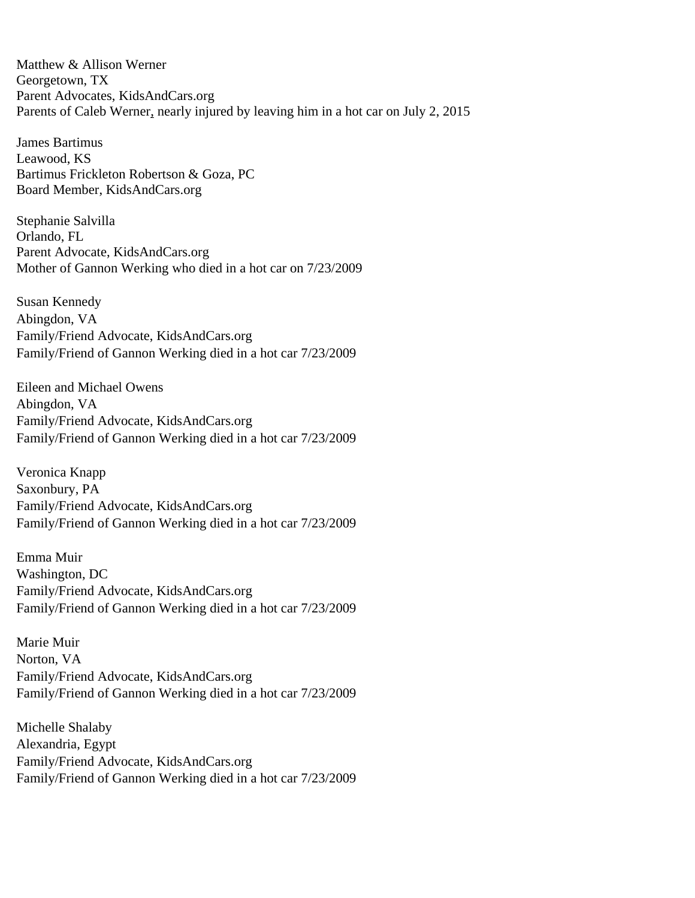Matthew & Allison Werner
Georgetown, TX
Parent Advocates, KidsAndCars.org
Parents of Caleb Werner, nearly injured by leaving him in a hot car on July 2, 2015

James Bartimus
Leawood, KS
Bartimus Frickleton Robertson & Goza, PC
Board Member, KidsAndCars.org

Stephanie Salvilla
Orlando, FL
Parent Advocate, KidsAndCars.org
Mother of Gannon Werking who died in a hot car on 7/23/2009

Susan Kennedy
Abingdon, VA
Family/Friend Advocate, KidsAndCars.org
Family/Friend of Gannon Werking died in a hot car 7/23/2009

Eileen and Michael Owens
Abingdon, VA
Family/Friend Advocate, KidsAndCars.org
Family/Friend of Gannon Werking died in a hot car 7/23/2009

Veronica Knapp
Saxonbury, PA
Family/Friend Advocate, KidsAndCars.org
Family/Friend of Gannon Werking died in a hot car 7/23/2009

Emma Muir
Washington, DC
Family/Friend Advocate, KidsAndCars.org
Family/Friend of Gannon Werking died in a hot car 7/23/2009

Marie Muir
Norton, VA
Family/Friend Advocate, KidsAndCars.org
Family/Friend of Gannon Werking died in a hot car 7/23/2009

Michelle Shalaby
Alexandria, Egypt
Family/Friend Advocate, KidsAndCars.org
Family/Friend of Gannon Werking died in a hot car 7/23/2009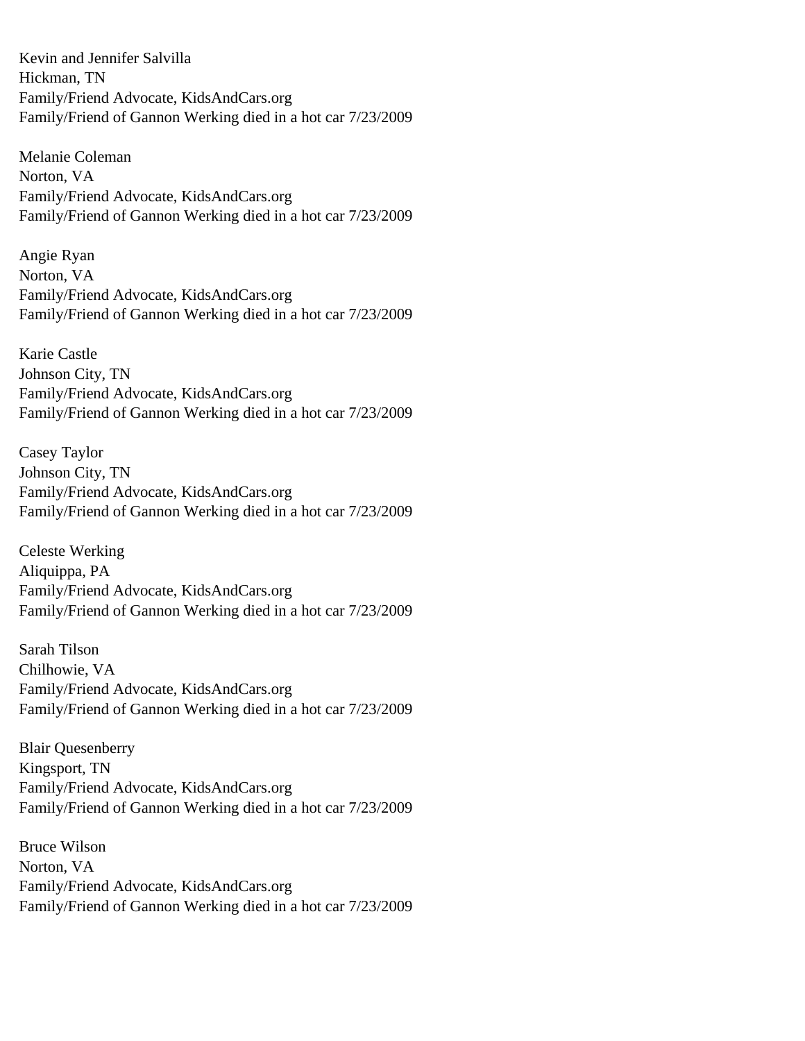Kevin and Jennifer Salvilla
Hickman, TN
Family/Friend Advocate, KidsAndCars.org
Family/Friend of Gannon Werking died in a hot car 7/23/2009

Melanie Coleman
Norton, VA
Family/Friend Advocate, KidsAndCars.org
Family/Friend of Gannon Werking died in a hot car 7/23/2009

Angie Ryan
Norton, VA
Family/Friend Advocate, KidsAndCars.org
Family/Friend of Gannon Werking died in a hot car 7/23/2009

Karie Castle
Johnson City, TN
Family/Friend Advocate, KidsAndCars.org
Family/Friend of Gannon Werking died in a hot car 7/23/2009

Casey Taylor
Johnson City, TN
Family/Friend Advocate, KidsAndCars.org
Family/Friend of Gannon Werking died in a hot car 7/23/2009

Celeste Werking
Aliquippa, PA
Family/Friend Advocate, KidsAndCars.org
Family/Friend of Gannon Werking died in a hot car 7/23/2009

Sarah Tilson
Chilhowie, VA
Family/Friend Advocate, KidsAndCars.org
Family/Friend of Gannon Werking died in a hot car 7/23/2009

Blair Quesenberry
Kingsport, TN
Family/Friend Advocate, KidsAndCars.org
Family/Friend of Gannon Werking died in a hot car 7/23/2009

Bruce Wilson
Norton, VA
Family/Friend Advocate, KidsAndCars.org
Family/Friend of Gannon Werking died in a hot car 7/23/2009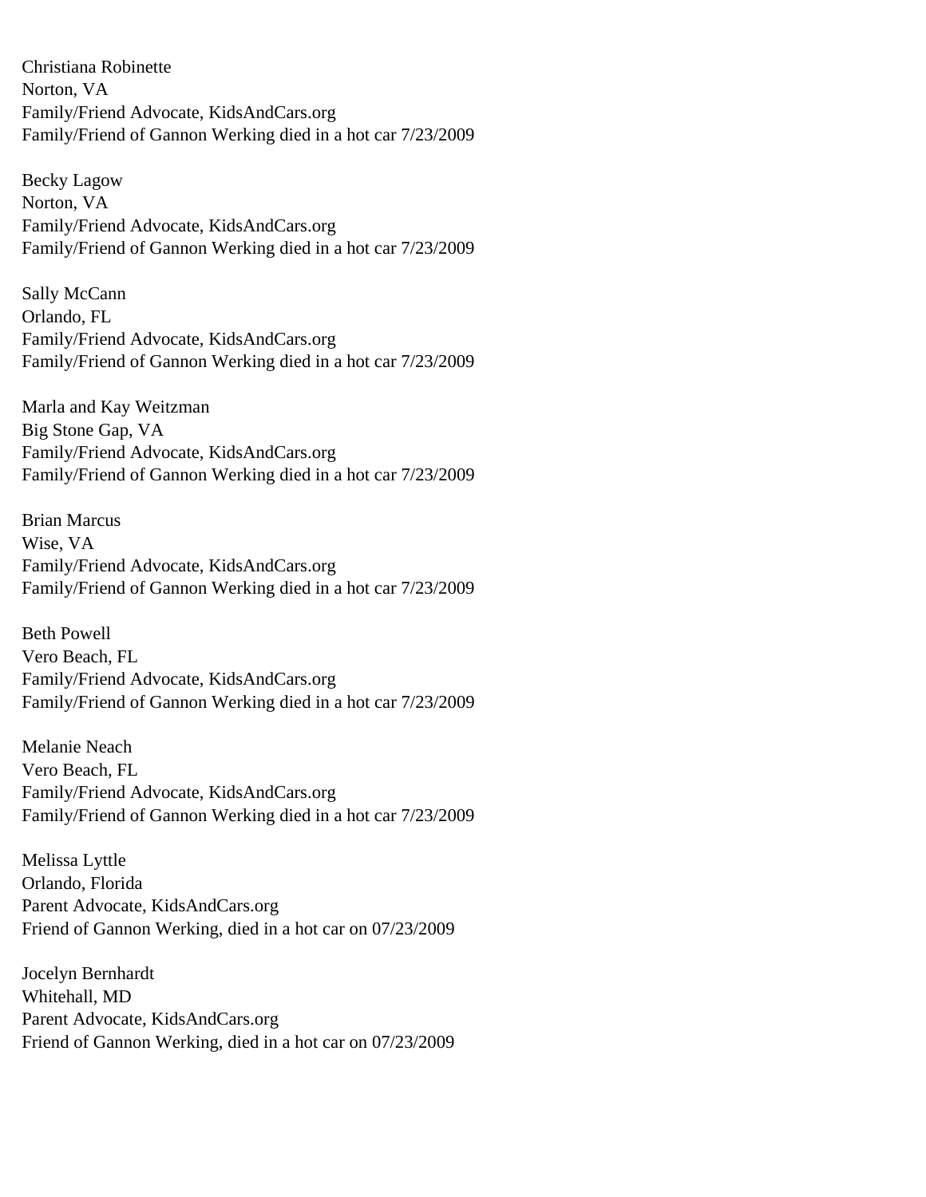Christiana Robinette
Norton, VA
Family/Friend Advocate, KidsAndCars.org
Family/Friend of Gannon Werking died in a hot car 7/23/2009

Becky Lagow
Norton, VA
Family/Friend Advocate, KidsAndCars.org
Family/Friend of Gannon Werking died in a hot car 7/23/2009

Sally McCann
Orlando, FL
Family/Friend Advocate, KidsAndCars.org
Family/Friend of Gannon Werking died in a hot car 7/23/2009

Marla and Kay Weitzman
Big Stone Gap, VA
Family/Friend Advocate, KidsAndCars.org
Family/Friend of Gannon Werking died in a hot car 7/23/2009

Brian Marcus
Wise, VA
Family/Friend Advocate, KidsAndCars.org
Family/Friend of Gannon Werking died in a hot car 7/23/2009

Beth Powell
Vero Beach, FL
Family/Friend Advocate, KidsAndCars.org
Family/Friend of Gannon Werking died in a hot car 7/23/2009

Melanie Neach
Vero Beach, FL
Family/Friend Advocate, KidsAndCars.org
Family/Friend of Gannon Werking died in a hot car 7/23/2009

Melissa Lyttle
Orlando, Florida
Parent Advocate, KidsAndCars.org
Friend of Gannon Werking, died in a hot car on 07/23/2009

Jocelyn Bernhardt
Whitehall, MD
Parent Advocate, KidsAndCars.org
Friend of Gannon Werking, died in a hot car on 07/23/2009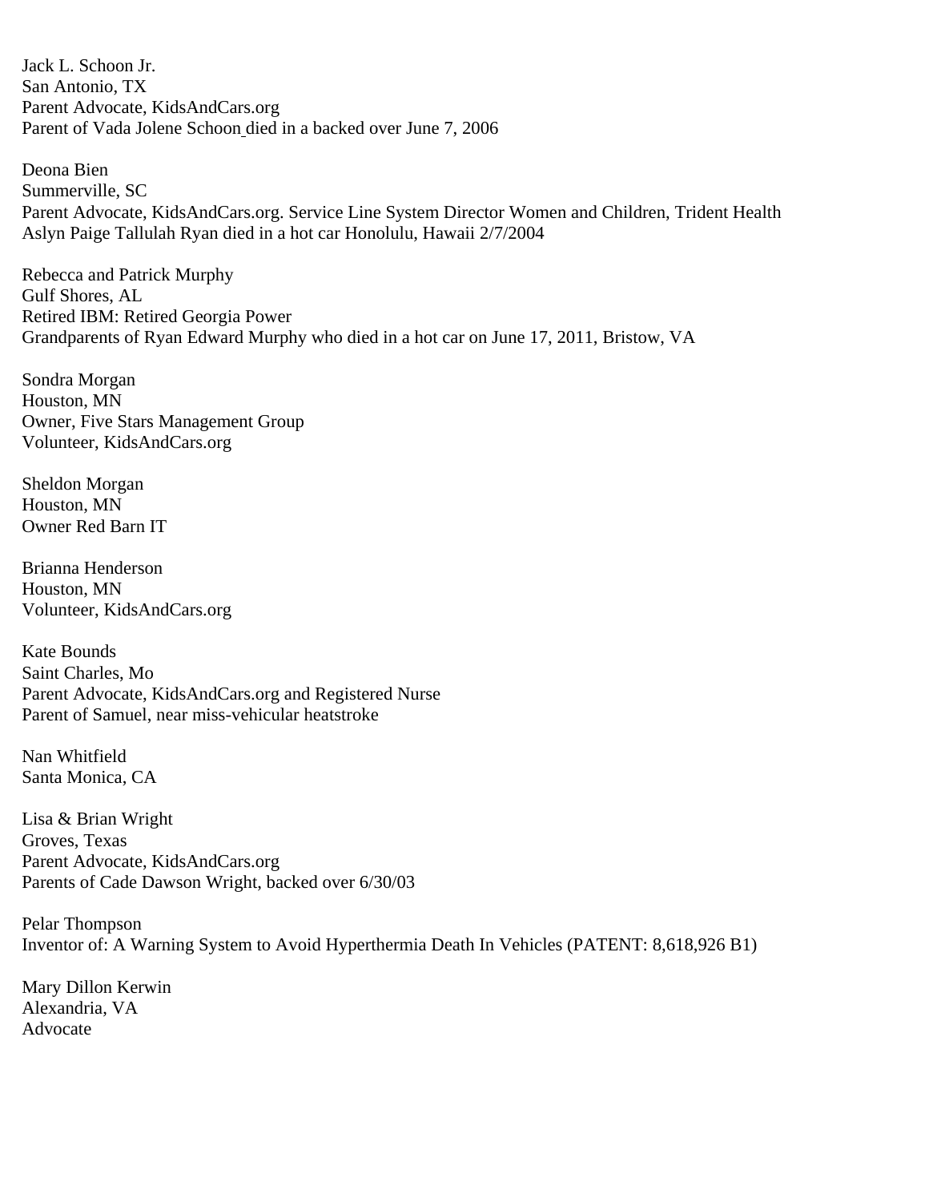Jack L. Schoon Jr.
San Antonio, TX
Parent Advocate, KidsAndCars.org
Parent of Vada Jolene Schoon died in a backed over June 7, 2006

Deona Bien
Summerville, SC
Parent Advocate, KidsAndCars.org. Service Line System Director Women and Children, Trident Health
Aslyn Paige Tallulah Ryan died in a hot car Honolulu, Hawaii 2/7/2004

Rebecca and Patrick Murphy
Gulf Shores, AL
Retired IBM: Retired Georgia Power
Grandparents of Ryan Edward Murphy who died in a hot car on June 17, 2011, Bristow, VA

Sondra Morgan
Houston, MN
Owner, Five Stars Management Group
Volunteer, KidsAndCars.org

Sheldon Morgan
Houston, MN
Owner Red Barn IT

Brianna Henderson
Houston, MN
Volunteer, KidsAndCars.org

Kate Bounds
Saint Charles, Mo
Parent Advocate, KidsAndCars.org and Registered Nurse
Parent of Samuel, near miss-vehicular heatstroke

Nan Whitfield
Santa Monica, CA

Lisa & Brian Wright
Groves, Texas
Parent Advocate, KidsAndCars.org
Parents of Cade Dawson Wright, backed over 6/30/03

Pelar Thompson
Inventor of: A Warning System to Avoid Hyperthermia Death In Vehicles (PATENT: 8,618,926 B1)

Mary Dillon Kerwin
Alexandria, VA
Advocate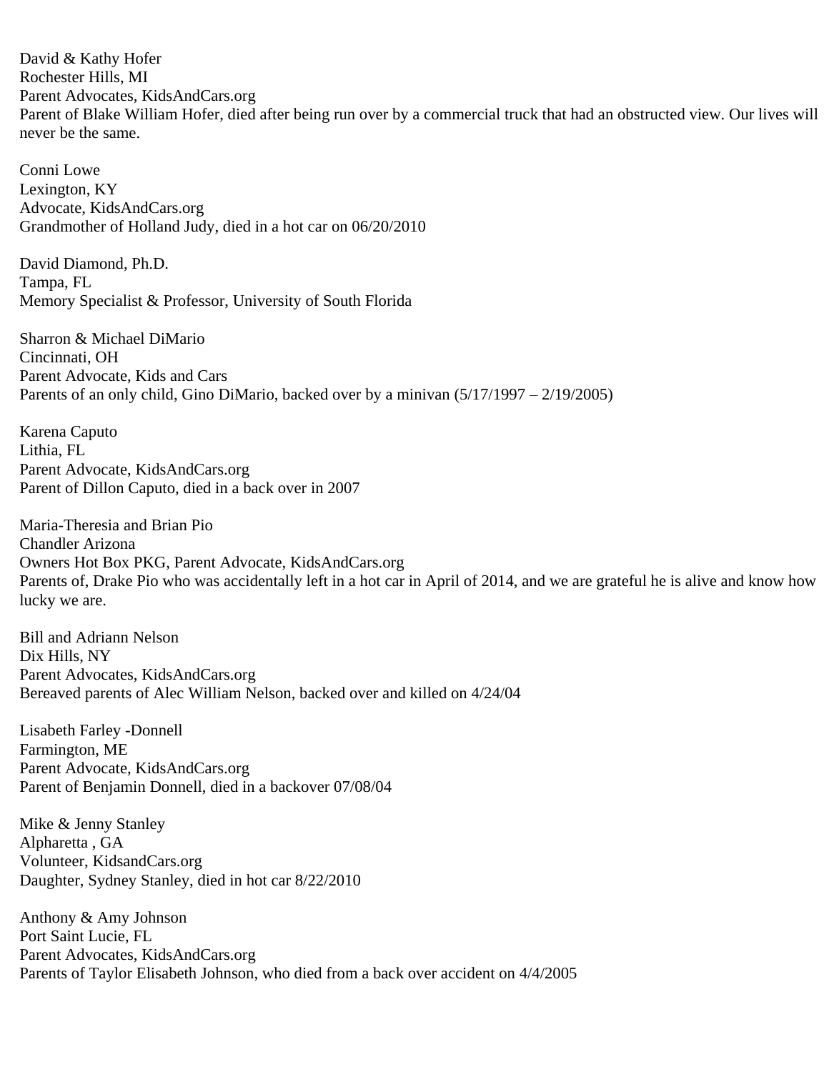David & Kathy Hofer
Rochester Hills, MI
Parent Advocates, KidsAndCars.org
Parent of Blake William Hofer, died after being run over by a commercial truck that had an obstructed view. Our lives will never be the same.

Conni Lowe
Lexington, KY
Advocate, KidsAndCars.org
Grandmother of Holland Judy, died in a hot car on 06/20/2010

David Diamond, Ph.D.
Tampa, FL
Memory Specialist & Professor, University of South Florida

Sharron & Michael DiMario
Cincinnati, OH
Parent Advocate, Kids and Cars
Parents of an only child, Gino DiMario, backed over by a minivan (5/17/1997 – 2/19/2005)

Karena Caputo
Lithia, FL
Parent Advocate, KidsAndCars.org
Parent of Dillon Caputo, died in a back over in 2007

Maria-Theresia and Brian Pio
Chandler Arizona
Owners Hot Box PKG, Parent Advocate, KidsAndCars.org
Parents of, Drake Pio who was accidentally left in a hot car in April of 2014, and we are grateful he is alive and know how lucky we are.

Bill and Adriann Nelson
Dix Hills, NY
Parent Advocates, KidsAndCars.org
Bereaved parents of Alec William Nelson, backed over and killed on 4/24/04

Lisabeth Farley -Donnell
Farmington, ME
Parent Advocate, KidsAndCars.org
Parent of Benjamin Donnell, died in a backover 07/08/04

Mike & Jenny Stanley
Alpharetta , GA
Volunteer, KidsandCars.org
Daughter, Sydney Stanley, died in hot car 8/22/2010

Anthony & Amy Johnson
Port Saint Lucie, FL
Parent Advocates, KidsAndCars.org
Parents of Taylor Elisabeth Johnson, who died from a back over accident on 4/4/2005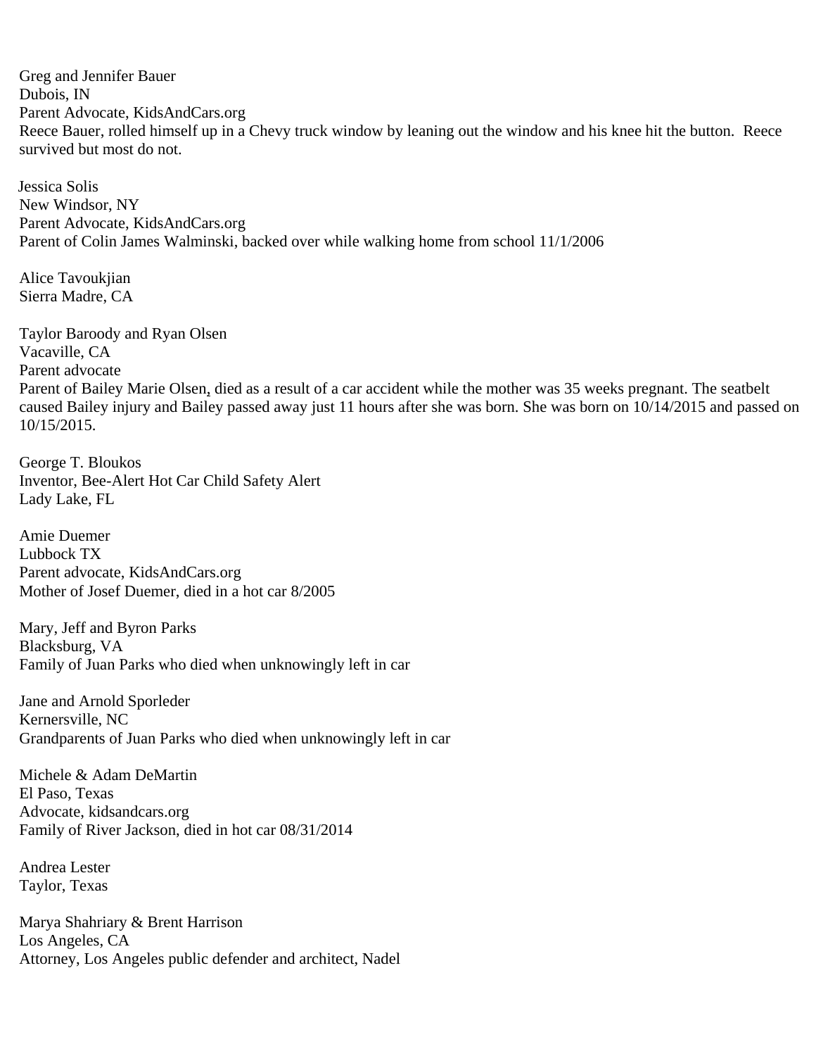Greg and Jennifer Bauer
Dubois, IN
Parent Advocate, KidsAndCars.org
Reece Bauer, rolled himself up in a Chevy truck window by leaning out the window and his knee hit the button.  Reece survived but most do not.

Jessica Solis
New Windsor, NY
Parent Advocate, KidsAndCars.org
Parent of Colin James Walminski, backed over while walking home from school 11/1/2006

Alice Tavoukjian
Sierra Madre, CA

Taylor Baroody and Ryan Olsen
Vacaville, CA
Parent advocate
Parent of Bailey Marie Olsen, died as a result of a car accident while the mother was 35 weeks pregnant. The seatbelt caused Bailey injury and Bailey passed away just 11 hours after she was born. She was born on 10/14/2015 and passed on 10/15/2015.

George T. Bloukos
Inventor, Bee-Alert Hot Car Child Safety Alert
Lady Lake, FL

Amie Duemer
Lubbock TX
Parent advocate, KidsAndCars.org
Mother of Josef Duemer, died in a hot car 8/2005

Mary, Jeff and Byron Parks
Blacksburg, VA
Family of Juan Parks who died when unknowingly left in car

Jane and Arnold Sporleder
Kernersville, NC
Grandparents of Juan Parks who died when unknowingly left in car

Michele & Adam DeMartin
El Paso, Texas
Advocate, kidsandcars.org
Family of River Jackson, died in hot car 08/31/2014

Andrea Lester
Taylor, Texas

Marya Shahriary & Brent Harrison
Los Angeles, CA
Attorney, Los Angeles public defender and architect, Nadel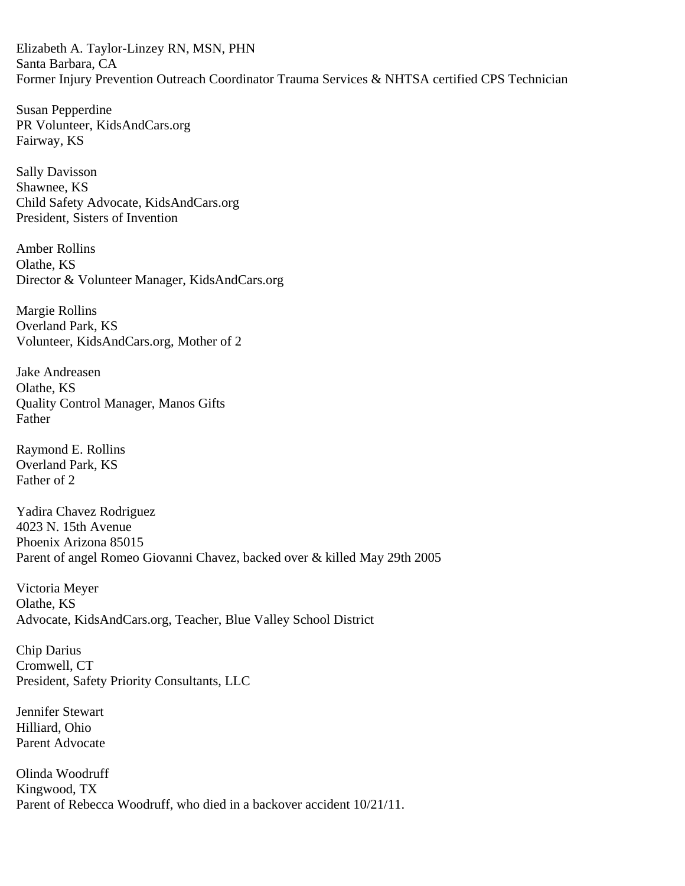Elizabeth A. Taylor-Linzey RN, MSN, PHN
Santa Barbara, CA
Former Injury Prevention Outreach Coordinator Trauma Services & NHTSA certified CPS Technician

Susan Pepperdine
PR Volunteer, KidsAndCars.org
Fairway, KS

Sally Davisson
Shawnee, KS
Child Safety Advocate, KidsAndCars.org
President, Sisters of Invention

Amber Rollins
Olathe, KS
Director & Volunteer Manager, KidsAndCars.org

Margie Rollins
Overland Park, KS
Volunteer, KidsAndCars.org, Mother of 2

Jake Andreasen
Olathe, KS
Quality Control Manager, Manos Gifts
Father

Raymond E. Rollins
Overland Park, KS
Father of 2

Yadira Chavez Rodriguez
4023 N. 15th Avenue
Phoenix Arizona 85015
Parent of angel Romeo Giovanni Chavez, backed over & killed May 29th 2005

Victoria Meyer
Olathe, KS
Advocate, KidsAndCars.org, Teacher, Blue Valley School District

Chip Darius
Cromwell, CT
President, Safety Priority Consultants, LLC

Jennifer Stewart
Hilliard, Ohio
Parent Advocate

Olinda Woodruff
Kingwood, TX
Parent of Rebecca Woodruff, who died in a backover accident 10/21/11.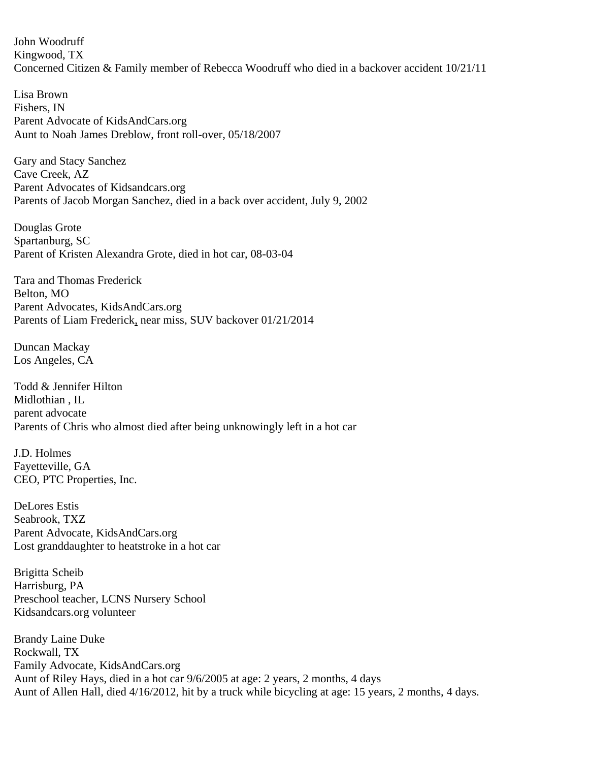John Woodruff
Kingwood, TX
Concerned Citizen & Family member of Rebecca Woodruff who died in a backover accident 10/21/11

Lisa Brown
Fishers, IN
Parent Advocate of KidsAndCars.org
Aunt to Noah James Dreblow, front roll-over, 05/18/2007

Gary and Stacy Sanchez
Cave Creek, AZ
Parent Advocates of Kidsandcars.org
Parents of Jacob Morgan Sanchez, died in a back over accident, July 9, 2002

Douglas Grote
Spartanburg, SC
Parent of Kristen Alexandra Grote, died in hot car, 08-03-04

Tara and Thomas Frederick
Belton, MO
Parent Advocates, KidsAndCars.org
Parents of Liam Frederick, near miss, SUV backover 01/21/2014

Duncan Mackay
Los Angeles, CA

Todd & Jennifer Hilton
Midlothian , IL
parent advocate
Parents of Chris who almost died after being unknowingly left in a hot car

J.D. Holmes
Fayetteville, GA
CEO, PTC Properties, Inc.

DeLores Estis
Seabrook, TXZ
Parent Advocate, KidsAndCars.org
Lost granddaughter to heatstroke in a hot car

Brigitta Scheib
Harrisburg, PA
Preschool teacher, LCNS Nursery School
Kidsandcars.org volunteer

Brandy Laine Duke
Rockwall, TX
Family Advocate, KidsAndCars.org
Aunt of Riley Hays, died in a hot car 9/6/2005 at age: 2 years, 2 months, 4 days
Aunt of Allen Hall, died 4/16/2012, hit by a truck while bicycling at age: 15 years, 2 months, 4 days.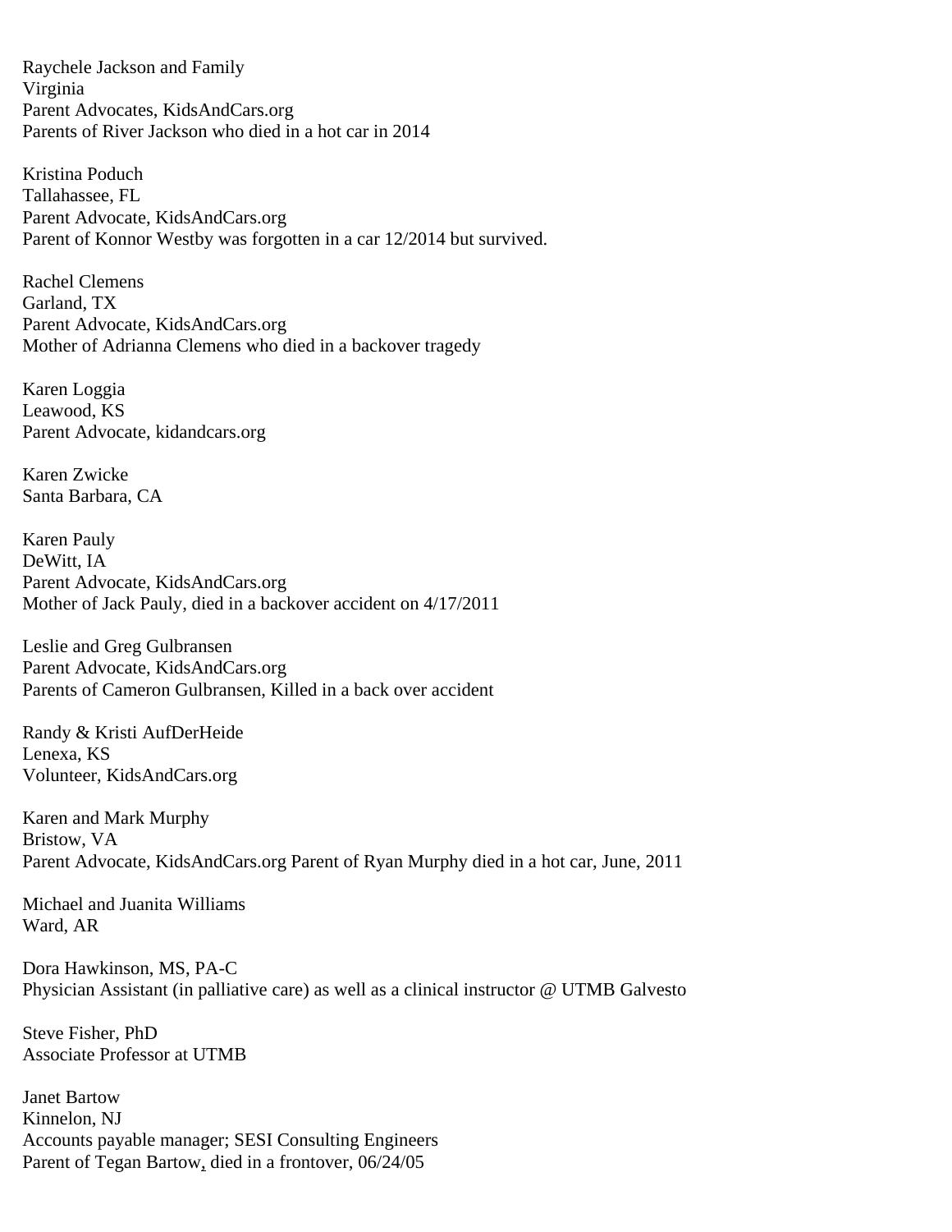Raychele Jackson and Family
Virginia
Parent Advocates, KidsAndCars.org
Parents of River Jackson who died in a hot car in 2014

Kristina Poduch
Tallahassee, FL
Parent Advocate, KidsAndCars.org
Parent of Konnor Westby was forgotten in a car 12/2014 but survived.

Rachel Clemens
Garland, TX
Parent Advocate, KidsAndCars.org
Mother of Adrianna Clemens who died in a backover tragedy

Karen Loggia
Leawood, KS
Parent Advocate, kidandcars.org

Karen Zwicke
Santa Barbara, CA

Karen Pauly
DeWitt, IA
Parent Advocate, KidsAndCars.org
Mother of Jack Pauly, died in a backover accident on 4/17/2011

Leslie and Greg Gulbransen
Parent Advocate, KidsAndCars.org
Parents of Cameron Gulbransen, Killed in a back over accident

Randy & Kristi AufDerHeide
Lenexa, KS
Volunteer, KidsAndCars.org

Karen and Mark Murphy
Bristow, VA
Parent Advocate, KidsAndCars.org Parent of Ryan Murphy died in a hot car, June, 2011

Michael and Juanita Williams
Ward, AR

Dora Hawkinson, MS, PA-C
Physician Assistant (in palliative care) as well as a clinical instructor @ UTMB Galvesto

Steve Fisher, PhD
Associate Professor at UTMB

Janet Bartow
Kinnelon, NJ
Accounts payable manager; SESI Consulting Engineers
Parent of Tegan Bartow, died in a frontover, 06/24/05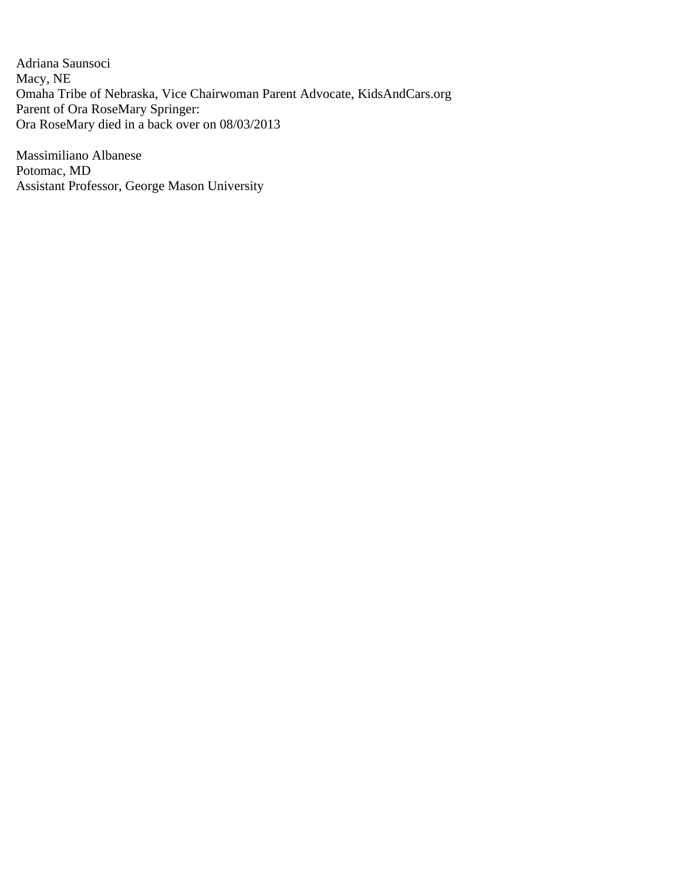Adriana Saunsoci
Macy, NE
Omaha Tribe of Nebraska, Vice Chairwoman Parent Advocate, KidsAndCars.org
Parent of Ora RoseMary Springer:
Ora RoseMary died in a back over on 08/03/2013

Massimiliano Albanese
Potomac, MD
Assistant Professor, George Mason University